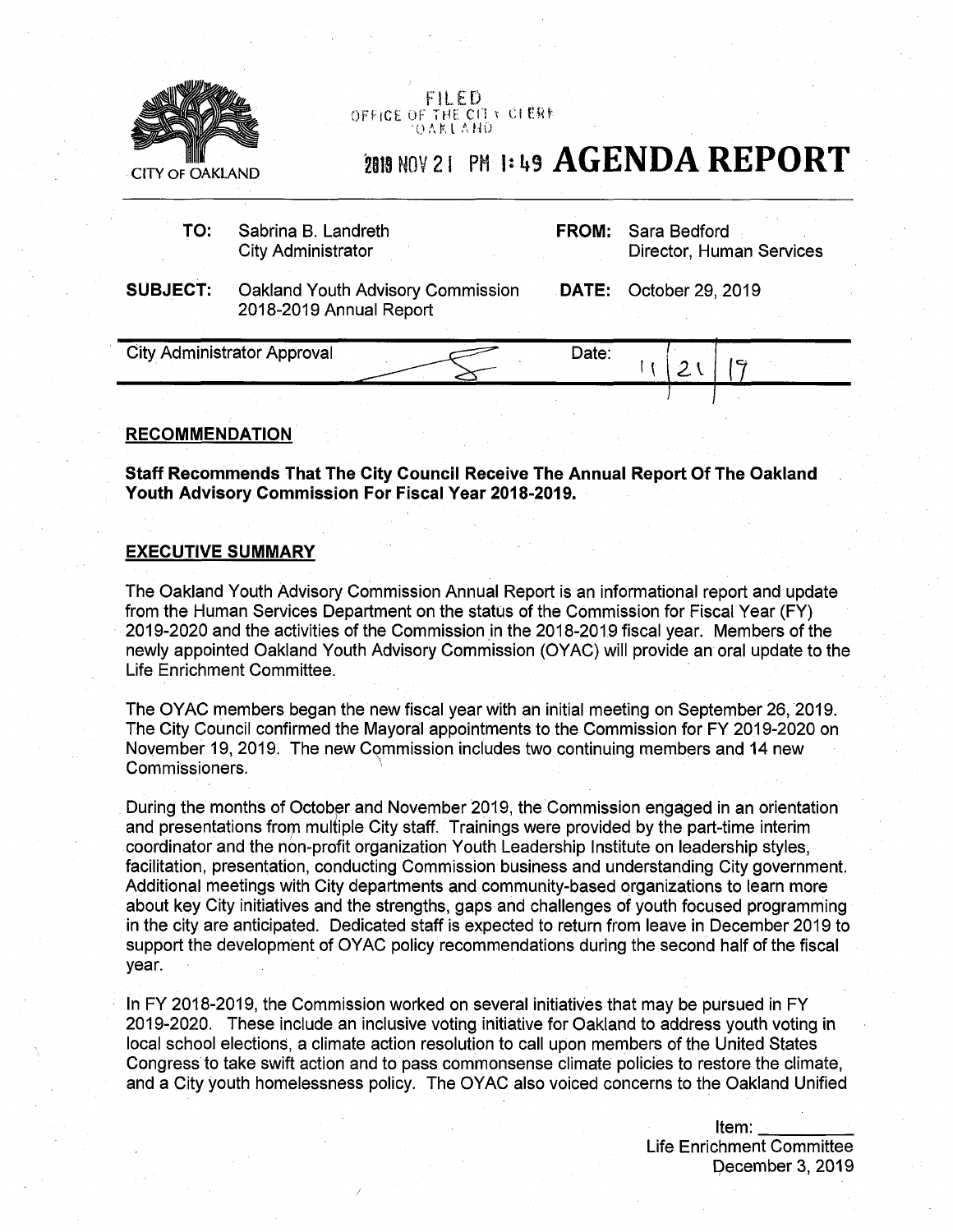CITY OF OAKLAND

FILED
OFFICE OF THE CITY CLERK
OAKLAND

2019 NOV 21 PM 1:49 **AGENDA REPORT**

| | | | |
|---|---|---|---|
| **TO:** | Sabrina B. Landreth<br>City Administrator | **FROM:** | Sara Bedford<br>Director, Human Services |
| **SUBJECT:** | Oakland Youth Advisory Commission 2018-2019 Annual Report | **DATE:** | October 29, 2019 |

| City Administrator Approval | | Date: | 11/21/19 |
|---|---|---|---|

## RECOMMENDATION

**Staff Recommends That The City Council Receive The Annual Report Of The Oakland Youth Advisory Commission For Fiscal Year 2018-2019.**

## EXECUTIVE SUMMARY

The Oakland Youth Advisory Commission Annual Report is an informational report and update from the Human Services Department on the status of the Commission for Fiscal Year (FY) 2019-2020 and the activities of the Commission in the 2018-2019 fiscal year. Members of the newly appointed Oakland Youth Advisory Commission (OYAC) will provide an oral update to the Life Enrichment Committee.

The OYAC members began the new fiscal year with an initial meeting on September 26, 2019. The City Council confirmed the Mayoral appointments to the Commission for FY 2019-2020 on November 19, 2019. The new Commission includes two continuing members and 14 new Commissioners.

During the months of October and November 2019, the Commission engaged in an orientation and presentations from multiple City staff. Trainings were provided by the part-time interim coordinator and the non-profit organization Youth Leadership Institute on leadership styles, facilitation, presentation, conducting Commission business and understanding City government. Additional meetings with City departments and community-based organizations to learn more about key City initiatives and the strengths, gaps and challenges of youth focused programming in the city are anticipated. Dedicated staff is expected to return from leave in December 2019 to support the development of OYAC policy recommendations during the second half of the fiscal year.

In FY 2018-2019, the Commission worked on several initiatives that may be pursued in FY 2019-2020. These include an inclusive voting initiative for Oakland to address youth voting in local school elections, a climate action resolution to call upon members of the United States Congress to take swift action and to pass commonsense climate policies to restore the climate, and a City youth homelessness policy. The OYAC also voiced concerns to the Oakland Unified

Item: ________
Life Enrichment Committee
December 3, 2019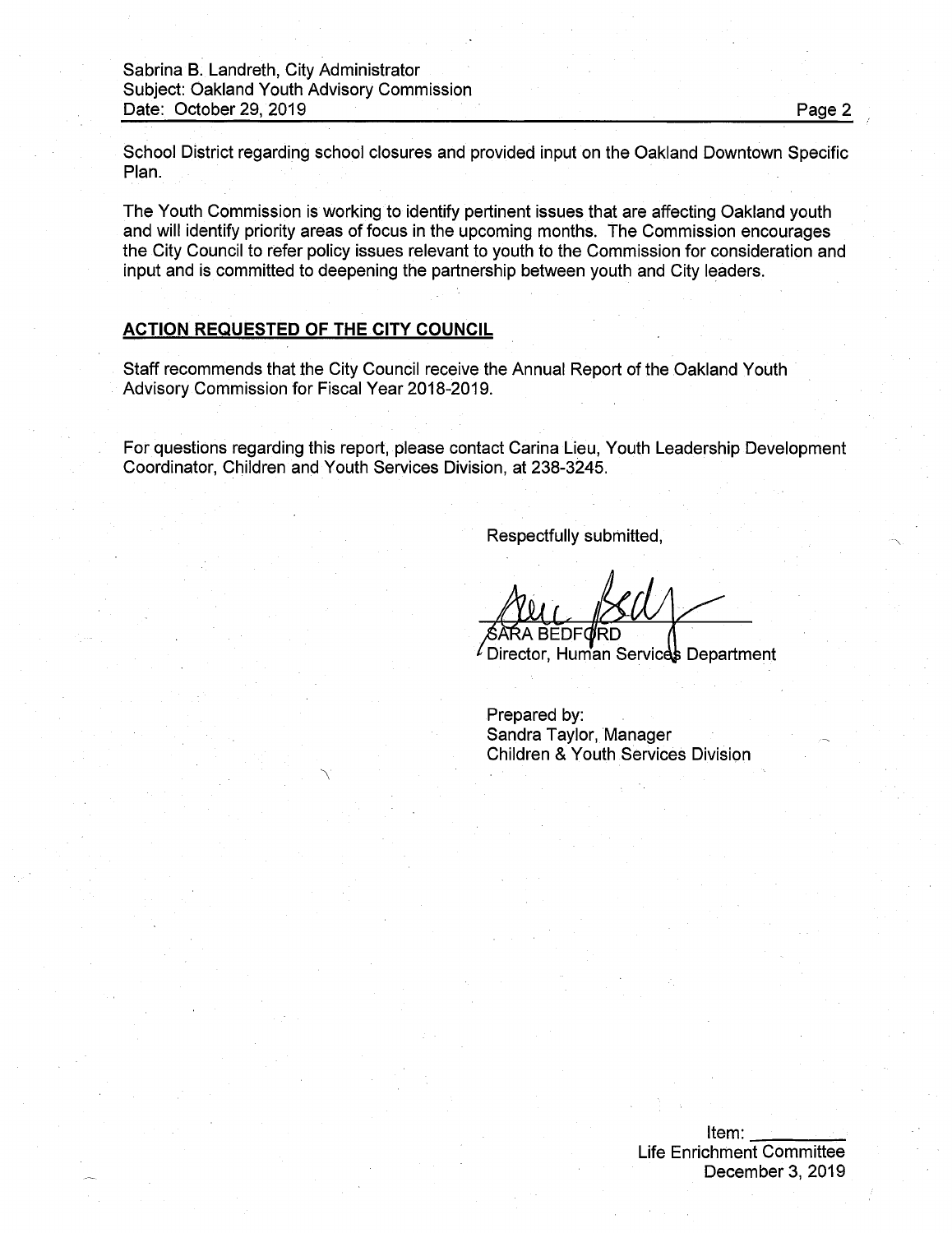School District regarding school closures and provided input on the Oakland Downtown Specific Plan.

The Youth Commission is working to identify pertinent issues that are affecting Oakland youth and will identify priority areas of focus in the upcoming months. The Commission encourages the City Council to refer policy issues relevant to youth to the Commission for consideration and input and is committed to deepening the partnership between youth and City leaders.

## ACTION REQUESTED OF THE CITY COUNCIL

Staff recommends that the City Council receive the Annual Report of the Oakland Youth Advisory Commission for Fiscal Year 2018-2019.

For questions regarding this report, please contact Carina Lieu, Youth Leadership Development Coordinator, Children and Youth Services Division, at 238-3245.

Respectfully submitted,

SARA BEDFORD
Director, Human Services Department

Prepared by:
Sandra Taylor, Manager
Children & Youth Services Division

Item: ________
Life Enrichment Committee
December 3, 2019